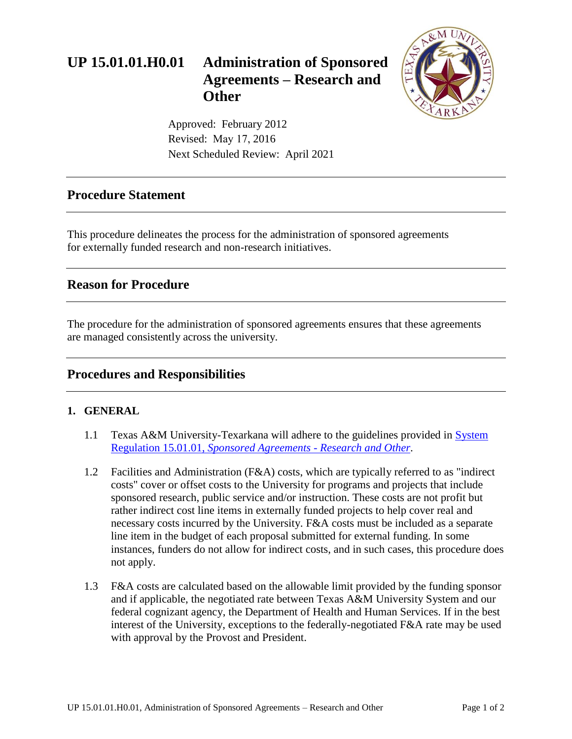# UP 15.01.01.H0.01 Administration of Sponsored Agreements – Research and Other

Approved: February 2012
Revised: May 17, 2016
Next Scheduled Review: April 2021

## Procedure Statement

This procedure delineates the process for the administration of sponsored agreements for externally funded research and non-research initiatives.

## Reason for Procedure

The procedure for the administration of sponsored agreements ensures that these agreements are managed consistently across the university.

## Procedures and Responsibilities

### 1. GENERAL

1.1 Texas A&M University-Texarkana will adhere to the guidelines provided in System Regulation 15.01.01, *Sponsored Agreements - Research and Other*.

1.2 Facilities and Administration (F&A) costs, which are typically referred to as "indirect costs" cover or offset costs to the University for programs and projects that include sponsored research, public service and/or instruction. These costs are not profit but rather indirect cost line items in externally funded projects to help cover real and necessary costs incurred by the University. F&A costs must be included as a separate line item in the budget of each proposal submitted for external funding. In some instances, funders do not allow for indirect costs, and in such cases, this procedure does not apply.

1.3 F&A costs are calculated based on the allowable limit provided by the funding sponsor and if applicable, the negotiated rate between Texas A&M University System and our federal cognizant agency, the Department of Health and Human Services. If in the best interest of the University, exceptions to the federally-negotiated F&A rate may be used with approval by the Provost and President.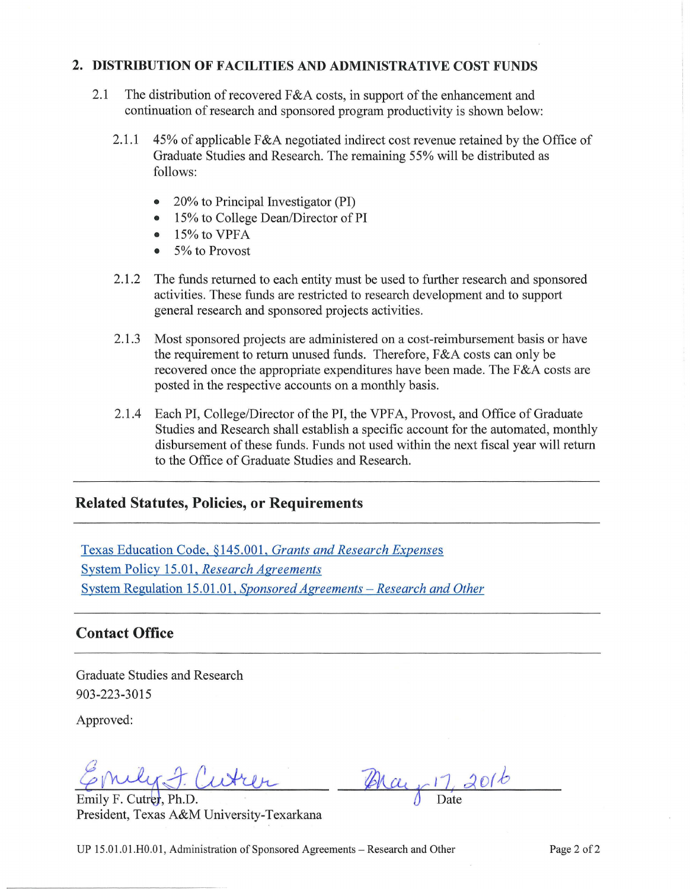## 2. DISTRIBUTION OF FACILITIES AND ADMINISTRATIVE COST FUNDS

2.1 The distribution of recovered F&A costs, in support of the enhancement and continuation of research and sponsored program productivity is shown below:

2.1.1 45% of applicable F&A negotiated indirect cost revenue retained by the Office of Graduate Studies and Research. The remaining 55% will be distributed as follows:

- 20% to Principal Investigator (PI)
- 15% to College Dean/Director of PI
- 15% to VPFA
- 5% to Provost

2.1.2 The funds returned to each entity must be used to further research and sponsored activities. These funds are restricted to research development and to support general research and sponsored projects activities.

2.1.3 Most sponsored projects are administered on a cost-reimbursement basis or have the requirement to return unused funds. Therefore, F&A costs can only be recovered once the appropriate expenditures have been made. The F&A costs are posted in the respective accounts on a monthly basis.

2.1.4 Each PI, College/Director of the PI, the VPFA, Provost, and Office of Graduate Studies and Research shall establish a specific account for the automated, monthly disbursement of these funds. Funds not used within the next fiscal year will return to the Office of Graduate Studies and Research.

## Related Statutes, Policies, or Requirements

Texas Education Code, §145.001, *Grants and Research Expenses*
System Policy 15.01, *Research Agreements*
System Regulation 15.01.01, *Sponsored Agreements – Research and Other*

## Contact Office

Graduate Studies and Research
903-223-3015

Approved:

Emily F. Cutrer, Ph.D.
President, Texas A&M University-Texarkana

May 17, 2016
Date

UP 15.01.01.H0.01, Administration of Sponsored Agreements – Research and Other